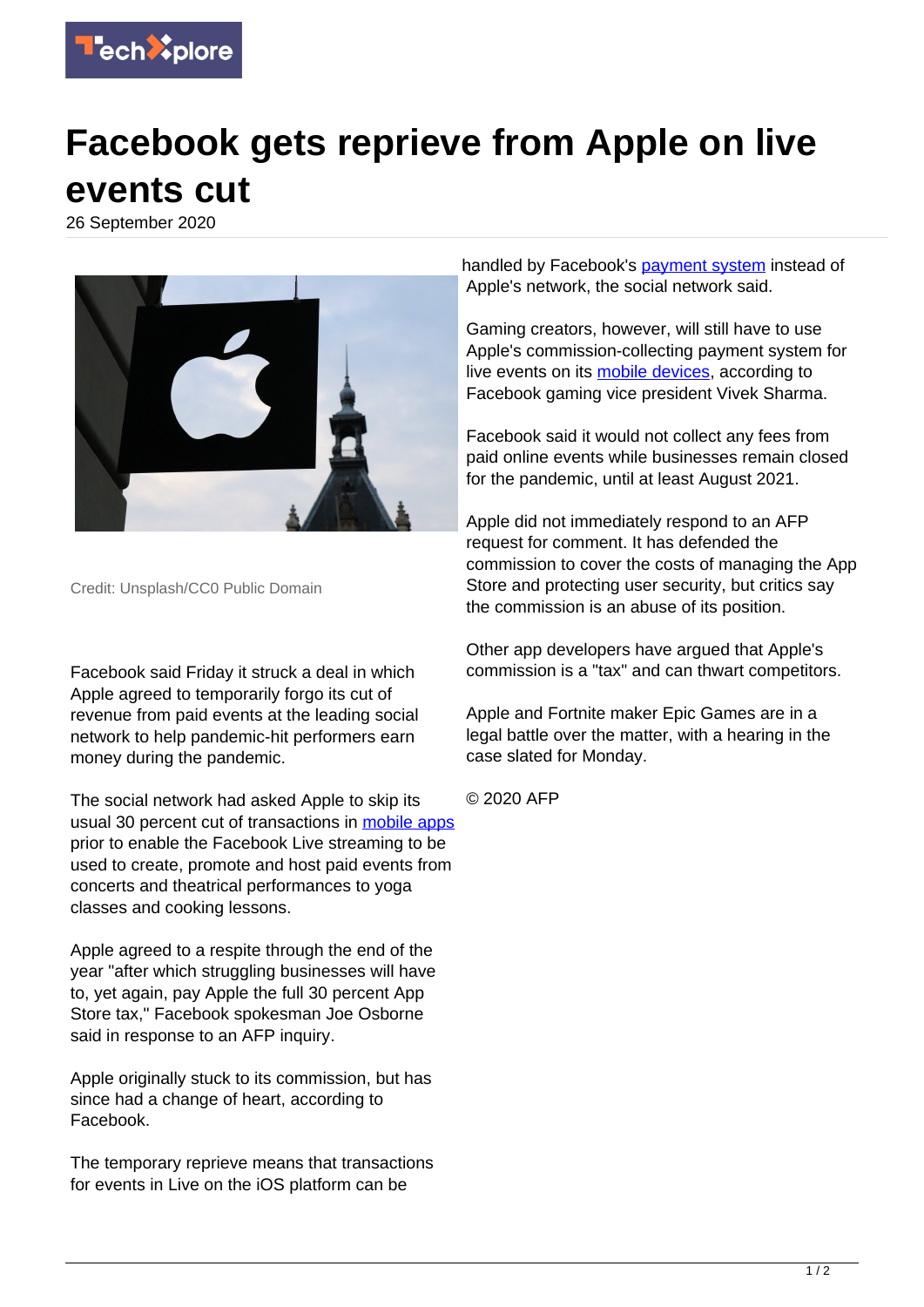# Facebook gets reprieve from Apple on live events cut

26 September 2020

Credit: Unsplash/CC0 Public Domain

Facebook said Friday it struck a deal in which Apple agreed to temporarily forgo its cut of revenue from paid events at the leading social network to help pandemic-hit performers earn money during the pandemic.

The social network had asked Apple to skip its usual 30 percent cut of transactions in mobile apps prior to enable the Facebook Live streaming to be used to create, promote and host paid events from concerts and theatrical performances to yoga classes and cooking lessons.

Apple agreed to a respite through the end of the year "after which struggling businesses will have to, yet again, pay Apple the full 30 percent App Store tax," Facebook spokesman Joe Osborne said in response to an AFP inquiry.

Apple originally stuck to its commission, but has since had a change of heart, according to Facebook.

The temporary reprieve means that transactions for events in Live on the iOS platform can be handled by Facebook's payment system instead of Apple's network, the social network said.

Gaming creators, however, will still have to use Apple's commission-collecting payment system for live events on its mobile devices, according to Facebook gaming vice president Vivek Sharma.

Facebook said it would not collect any fees from paid online events while businesses remain closed for the pandemic, until at least August 2021.

Apple did not immediately respond to an AFP request for comment. It has defended the commission to cover the costs of managing the App Store and protecting user security, but critics say the commission is an abuse of its position.

Other app developers have argued that Apple's commission is a "tax" and can thwart competitors.

Apple and Fortnite maker Epic Games are in a legal battle over the matter, with a hearing in the case slated for Monday.

© 2020 AFP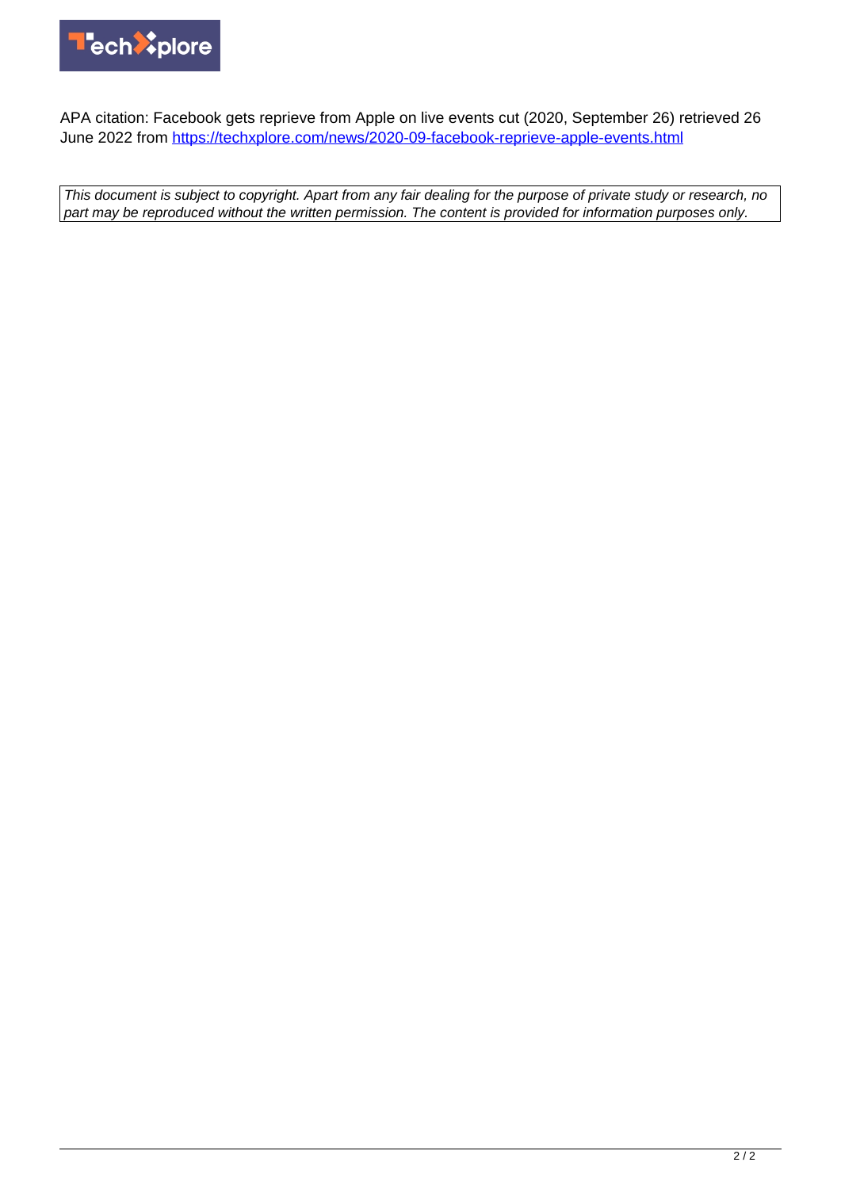APA citation: Facebook gets reprieve from Apple on live events cut (2020, September 26) retrieved 26 June 2022 from https://techxplore.com/news/2020-09-facebook-reprieve-apple-events.html

*This document is subject to copyright. Apart from any fair dealing for the purpose of private study or research, no part may be reproduced without the written permission. The content is provided for information purposes only.*